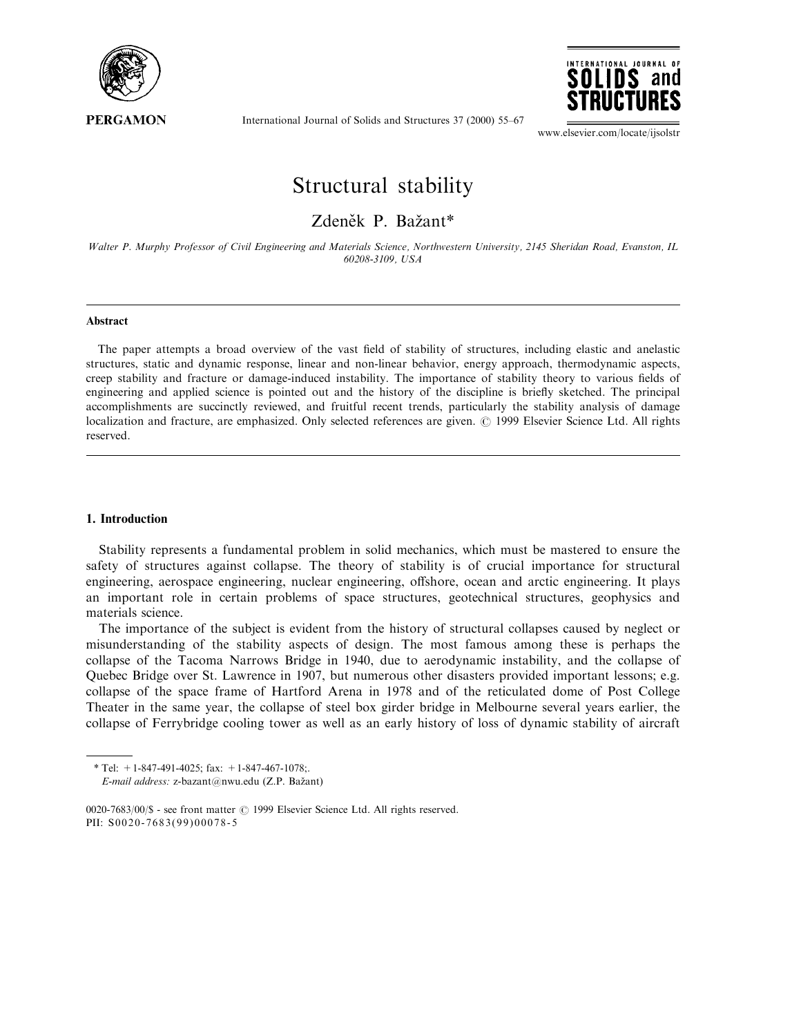# Structural stability

Zdeněk P. Bažant*

*Walter P. Murphy Professor of Civil Engineering and Materials Science, Northwestern University, 2145 Sheridan Road, Evanston, IL 60208-3109, USA*

---

**Abstract**

The paper attempts a broad overview of the vast field of stability of structures, including elastic and anelastic structures, static and dynamic response, linear and non-linear behavior, energy approach, thermodynamic aspects, creep stability and fracture or damage-induced instability. The importance of stability theory to various fields of engineering and applied science is pointed out and the history of the discipline is briefly sketched. The principal accomplishments are succinctly reviewed, and fruitful recent trends, particularly the stability analysis of damage localization and fracture, are emphasized. Only selected references are given. © 1999 Elsevier Science Ltd. All rights reserved.

---

## 1. Introduction

Stability represents a fundamental problem in solid mechanics, which must be mastered to ensure the safety of structures against collapse. The theory of stability is of crucial importance for structural engineering, aerospace engineering, nuclear engineering, offshore, ocean and arctic engineering. It plays an important role in certain problems of space structures, geotechnical structures, geophysics and materials science.

The importance of the subject is evident from the history of structural collapses caused by neglect or misunderstanding of the stability aspects of design. The most famous among these is perhaps the collapse of the Tacoma Narrows Bridge in 1940, due to aerodynamic instability, and the collapse of Quebec Bridge over St. Lawrence in 1907, but numerous other disasters provided important lessons; e.g. collapse of the space frame of Hartford Arena in 1978 and of the reticulated dome of Post College Theater in the same year, the collapse of steel box girder bridge in Melbourne several years earlier, the collapse of Ferrybridge cooling tower as well as an early history of loss of dynamic stability of aircraft

---

\* Tel: +1-847-491-4025; fax: +1-847-467-1078;.
*E-mail address:* z-bazant@nwu.edu (Z.P. Bažant)

0020-7683/00/$ - see front matter © 1999 Elsevier Science Ltd. All rights reserved.
PII: S0020-7683(99)00078-5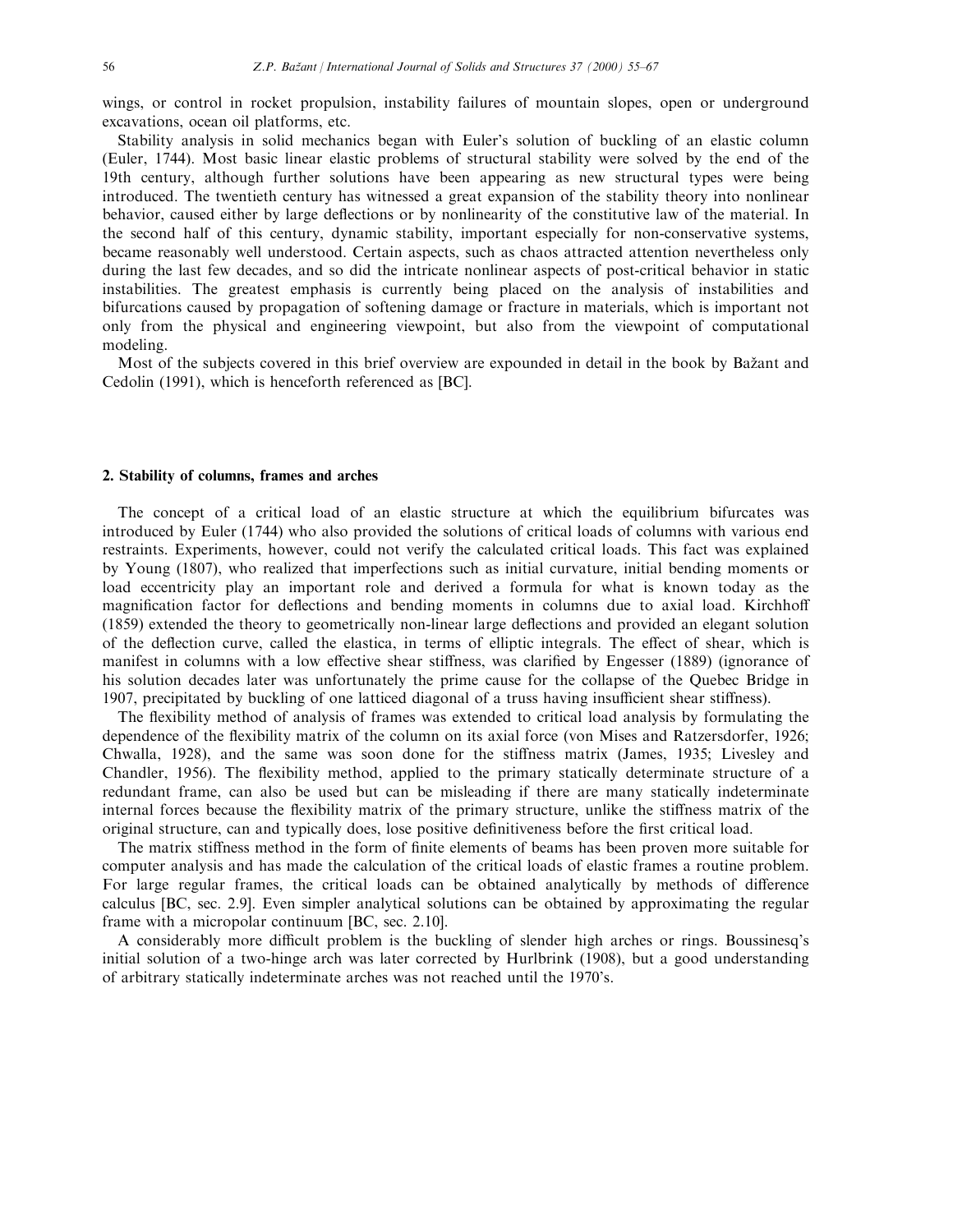wings, or control in rocket propulsion, instability failures of mountain slopes, open or underground excavations, ocean oil platforms, etc.

Stability analysis in solid mechanics began with Euler's solution of buckling of an elastic column (Euler, 1744). Most basic linear elastic problems of structural stability were solved by the end of the 19th century, although further solutions have been appearing as new structural types were being introduced. The twentieth century has witnessed a great expansion of the stability theory into nonlinear behavior, caused either by large deflections or by nonlinearity of the constitutive law of the material. In the second half of this century, dynamic stability, important especially for non-conservative systems, became reasonably well understood. Certain aspects, such as chaos attracted attention nevertheless only during the last few decades, and so did the intricate nonlinear aspects of post-critical behavior in static instabilities. The greatest emphasis is currently being placed on the analysis of instabilities and bifurcations caused by propagation of softening damage or fracture in materials, which is important not only from the physical and engineering viewpoint, but also from the viewpoint of computational modeling.

Most of the subjects covered in this brief overview are expounded in detail in the book by Bažant and Cedolin (1991), which is henceforth referenced as [BC].

## 2. Stability of columns, frames and arches

The concept of a critical load of an elastic structure at which the equilibrium bifurcates was introduced by Euler (1744) who also provided the solutions of critical loads of columns with various end restraints. Experiments, however, could not verify the calculated critical loads. This fact was explained by Young (1807), who realized that imperfections such as initial curvature, initial bending moments or load eccentricity play an important role and derived a formula for what is known today as the magnification factor for deflections and bending moments in columns due to axial load. Kirchhoff (1859) extended the theory to geometrically non-linear large deflections and provided an elegant solution of the deflection curve, called the elastica, in terms of elliptic integrals. The effect of shear, which is manifest in columns with a low effective shear stiffness, was clarified by Engesser (1889) (ignorance of his solution decades later was unfortunately the prime cause for the collapse of the Quebec Bridge in 1907, precipitated by buckling of one latticed diagonal of a truss having insufficient shear stiffness).

The flexibility method of analysis of frames was extended to critical load analysis by formulating the dependence of the flexibility matrix of the column on its axial force (von Mises and Ratzersdorfer, 1926; Chwalla, 1928), and the same was soon done for the stiffness matrix (James, 1935; Livesley and Chandler, 1956). The flexibility method, applied to the primary statically determinate structure of a redundant frame, can also be used but can be misleading if there are many statically indeterminate internal forces because the flexibility matrix of the primary structure, unlike the stiffness matrix of the original structure, can and typically does, lose positive definitiveness before the first critical load.

The matrix stiffness method in the form of finite elements of beams has been proven more suitable for computer analysis and has made the calculation of the critical loads of elastic frames a routine problem. For large regular frames, the critical loads can be obtained analytically by methods of difference calculus [BC, sec. 2.9]. Even simpler analytical solutions can be obtained by approximating the regular frame with a micropolar continuum [BC, sec. 2.10].

A considerably more difficult problem is the buckling of slender high arches or rings. Boussinesq's initial solution of a two-hinge arch was later corrected by Hurlbrink (1908), but a good understanding of arbitrary statically indeterminate arches was not reached until the 1970's.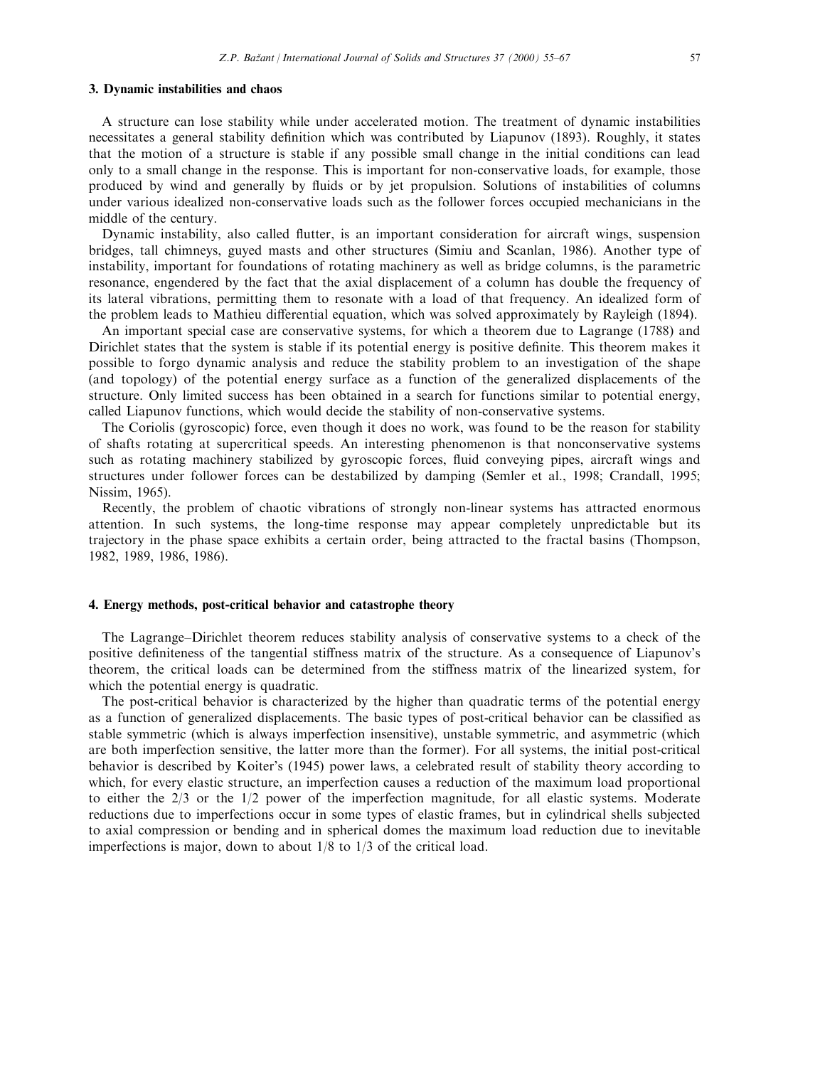## 3. Dynamic instabilities and chaos

A structure can lose stability while under accelerated motion. The treatment of dynamic instabilities necessitates a general stability definition which was contributed by Liapunov (1893). Roughly, it states that the motion of a structure is stable if any possible small change in the initial conditions can lead only to a small change in the response. This is important for non-conservative loads, for example, those produced by wind and generally by fluids or by jet propulsion. Solutions of instabilities of columns under various idealized non-conservative loads such as the follower forces occupied mechanicians in the middle of the century.

Dynamic instability, also called flutter, is an important consideration for aircraft wings, suspension bridges, tall chimneys, guyed masts and other structures (Simiu and Scanlan, 1986). Another type of instability, important for foundations of rotating machinery as well as bridge columns, is the parametric resonance, engendered by the fact that the axial displacement of a column has double the frequency of its lateral vibrations, permitting them to resonate with a load of that frequency. An idealized form of the problem leads to Mathieu differential equation, which was solved approximately by Rayleigh (1894).

An important special case are conservative systems, for which a theorem due to Lagrange (1788) and Dirichlet states that the system is stable if its potential energy is positive definite. This theorem makes it possible to forgo dynamic analysis and reduce the stability problem to an investigation of the shape (and topology) of the potential energy surface as a function of the generalized displacements of the structure. Only limited success has been obtained in a search for functions similar to potential energy, called Liapunov functions, which would decide the stability of non-conservative systems.

The Coriolis (gyroscopic) force, even though it does no work, was found to be the reason for stability of shafts rotating at supercritical speeds. An interesting phenomenon is that nonconservative systems such as rotating machinery stabilized by gyroscopic forces, fluid conveying pipes, aircraft wings and structures under follower forces can be destabilized by damping (Semler et al., 1998; Crandall, 1995; Nissim, 1965).

Recently, the problem of chaotic vibrations of strongly non-linear systems has attracted enormous attention. In such systems, the long-time response may appear completely unpredictable but its trajectory in the phase space exhibits a certain order, being attracted to the fractal basins (Thompson, 1982, 1989, 1986, 1986).

## 4. Energy methods, post-critical behavior and catastrophe theory

The Lagrange–Dirichlet theorem reduces stability analysis of conservative systems to a check of the positive definiteness of the tangential stiffness matrix of the structure. As a consequence of Liapunov's theorem, the critical loads can be determined from the stiffness matrix of the linearized system, for which the potential energy is quadratic.

The post-critical behavior is characterized by the higher than quadratic terms of the potential energy as a function of generalized displacements. The basic types of post-critical behavior can be classified as stable symmetric (which is always imperfection insensitive), unstable symmetric, and asymmetric (which are both imperfection sensitive, the latter more than the former). For all systems, the initial post-critical behavior is described by Koiter's (1945) power laws, a celebrated result of stability theory according to which, for every elastic structure, an imperfection causes a reduction of the maximum load proportional to either the 2/3 or the 1/2 power of the imperfection magnitude, for all elastic systems. Moderate reductions due to imperfections occur in some types of elastic frames, but in cylindrical shells subjected to axial compression or bending and in spherical domes the maximum load reduction due to inevitable imperfections is major, down to about 1/8 to 1/3 of the critical load.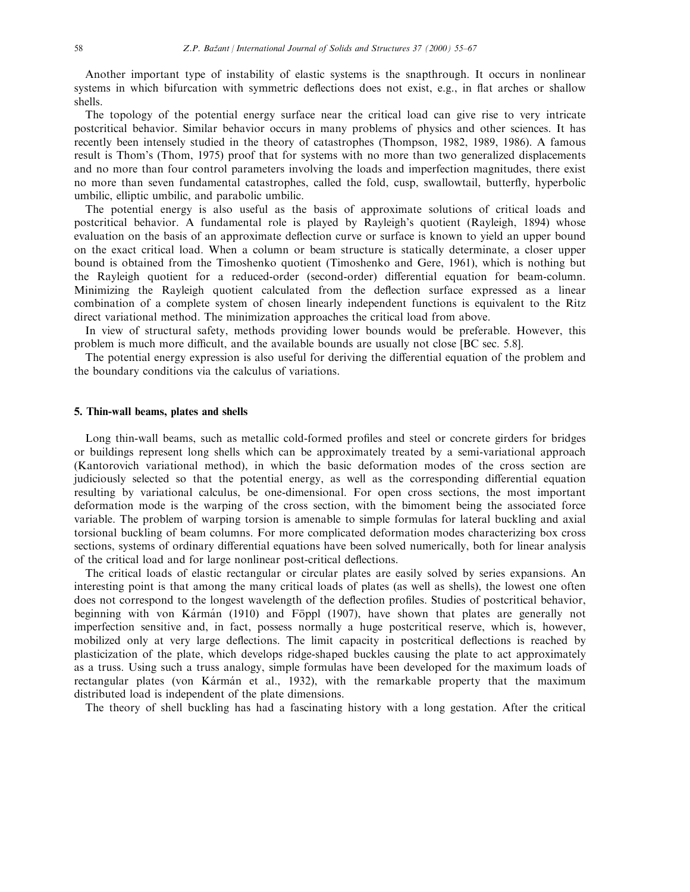Another important type of instability of elastic systems is the snapthrough. It occurs in nonlinear systems in which bifurcation with symmetric deflections does not exist, e.g., in flat arches or shallow shells.

The topology of the potential energy surface near the critical load can give rise to very intricate postcritical behavior. Similar behavior occurs in many problems of physics and other sciences. It has recently been intensely studied in the theory of catastrophes (Thompson, 1982, 1989, 1986). A famous result is Thom's (Thom, 1975) proof that for systems with no more than two generalized displacements and no more than four control parameters involving the loads and imperfection magnitudes, there exist no more than seven fundamental catastrophes, called the fold, cusp, swallowtail, butterfly, hyperbolic umbilic, elliptic umbilic, and parabolic umbilic.

The potential energy is also useful as the basis of approximate solutions of critical loads and postcritical behavior. A fundamental role is played by Rayleigh's quotient (Rayleigh, 1894) whose evaluation on the basis of an approximate deflection curve or surface is known to yield an upper bound on the exact critical load. When a column or beam structure is statically determinate, a closer upper bound is obtained from the Timoshenko quotient (Timoshenko and Gere, 1961), which is nothing but the Rayleigh quotient for a reduced-order (second-order) differential equation for beam-column. Minimizing the Rayleigh quotient calculated from the deflection surface expressed as a linear combination of a complete system of chosen linearly independent functions is equivalent to the Ritz direct variational method. The minimization approaches the critical load from above.

In view of structural safety, methods providing lower bounds would be preferable. However, this problem is much more difficult, and the available bounds are usually not close [BC sec. 5.8].

The potential energy expression is also useful for deriving the differential equation of the problem and the boundary conditions via the calculus of variations.

## 5. Thin-wall beams, plates and shells

Long thin-wall beams, such as metallic cold-formed profiles and steel or concrete girders for bridges or buildings represent long shells which can be approximately treated by a semi-variational approach (Kantorovich variational method), in which the basic deformation modes of the cross section are judiciously selected so that the potential energy, as well as the corresponding differential equation resulting by variational calculus, be one-dimensional. For open cross sections, the most important deformation mode is the warping of the cross section, with the bimoment being the associated force variable. The problem of warping torsion is amenable to simple formulas for lateral buckling and axial torsional buckling of beam columns. For more complicated deformation modes characterizing box cross sections, systems of ordinary differential equations have been solved numerically, both for linear analysis of the critical load and for large nonlinear post-critical deflections.

The critical loads of elastic rectangular or circular plates are easily solved by series expansions. An interesting point is that among the many critical loads of plates (as well as shells), the lowest one often does not correspond to the longest wavelength of the deflection profiles. Studies of postcritical behavior, beginning with von Kármán (1910) and Föppl (1907), have shown that plates are generally not imperfection sensitive and, in fact, possess normally a huge postcritical reserve, which is, however, mobilized only at very large deflections. The limit capacity in postcritical deflections is reached by plasticization of the plate, which develops ridge-shaped buckles causing the plate to act approximately as a truss. Using such a truss analogy, simple formulas have been developed for the maximum loads of rectangular plates (von Kármán et al., 1932), with the remarkable property that the maximum distributed load is independent of the plate dimensions.

The theory of shell buckling has had a fascinating history with a long gestation. After the critical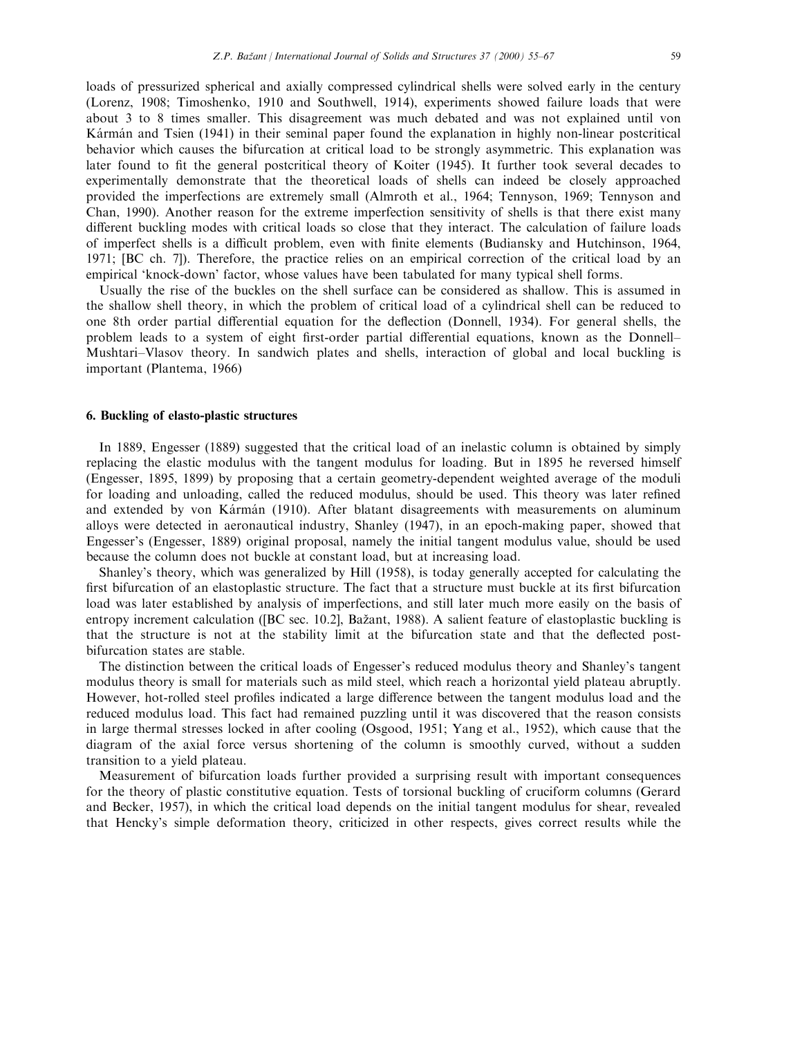loads of pressurized spherical and axially compressed cylindrical shells were solved early in the century (Lorenz, 1908; Timoshenko, 1910 and Southwell, 1914), experiments showed failure loads that were about 3 to 8 times smaller. This disagreement was much debated and was not explained until von Kármán and Tsien (1941) in their seminal paper found the explanation in highly non-linear postcritical behavior which causes the bifurcation at critical load to be strongly asymmetric. This explanation was later found to fit the general postcritical theory of Koiter (1945). It further took several decades to experimentally demonstrate that the theoretical loads of shells can indeed be closely approached provided the imperfections are extremely small (Almroth et al., 1964; Tennyson, 1969; Tennyson and Chan, 1990). Another reason for the extreme imperfection sensitivity of shells is that there exist many different buckling modes with critical loads so close that they interact. The calculation of failure loads of imperfect shells is a difficult problem, even with finite elements (Budiansky and Hutchinson, 1964, 1971; [BC ch. 7]). Therefore, the practice relies on an empirical correction of the critical load by an empirical 'knock-down' factor, whose values have been tabulated for many typical shell forms.

Usually the rise of the buckles on the shell surface can be considered as shallow. This is assumed in the shallow shell theory, in which the problem of critical load of a cylindrical shell can be reduced to one 8th order partial differential equation for the deflection (Donnell, 1934). For general shells, the problem leads to a system of eight first-order partial differential equations, known as the Donnell–Mushtari–Vlasov theory. In sandwich plates and shells, interaction of global and local buckling is important (Plantema, 1966)

## 6. Buckling of elasto-plastic structures

In 1889, Engesser (1889) suggested that the critical load of an inelastic column is obtained by simply replacing the elastic modulus with the tangent modulus for loading. But in 1895 he reversed himself (Engesser, 1895, 1899) by proposing that a certain geometry-dependent weighted average of the moduli for loading and unloading, called the reduced modulus, should be used. This theory was later refined and extended by von Kármán (1910). After blatant disagreements with measurements on aluminum alloys were detected in aeronautical industry, Shanley (1947), in an epoch-making paper, showed that Engesser's (Engesser, 1889) original proposal, namely the initial tangent modulus value, should be used because the column does not buckle at constant load, but at increasing load.

Shanley's theory, which was generalized by Hill (1958), is today generally accepted for calculating the first bifurcation of an elastoplastic structure. The fact that a structure must buckle at its first bifurcation load was later established by analysis of imperfections, and still later much more easily on the basis of entropy increment calculation ([BC sec. 10.2], Bažant, 1988). A salient feature of elastoplastic buckling is that the structure is not at the stability limit at the bifurcation state and that the deflected post-bifurcation states are stable.

The distinction between the critical loads of Engesser's reduced modulus theory and Shanley's tangent modulus theory is small for materials such as mild steel, which reach a horizontal yield plateau abruptly. However, hot-rolled steel profiles indicated a large difference between the tangent modulus load and the reduced modulus load. This fact had remained puzzling until it was discovered that the reason consists in large thermal stresses locked in after cooling (Osgood, 1951; Yang et al., 1952), which cause that the diagram of the axial force versus shortening of the column is smoothly curved, without a sudden transition to a yield plateau.

Measurement of bifurcation loads further provided a surprising result with important consequences for the theory of plastic constitutive equation. Tests of torsional buckling of cruciform columns (Gerard and Becker, 1957), in which the critical load depends on the initial tangent modulus for shear, revealed that Hencky's simple deformation theory, criticized in other respects, gives correct results while the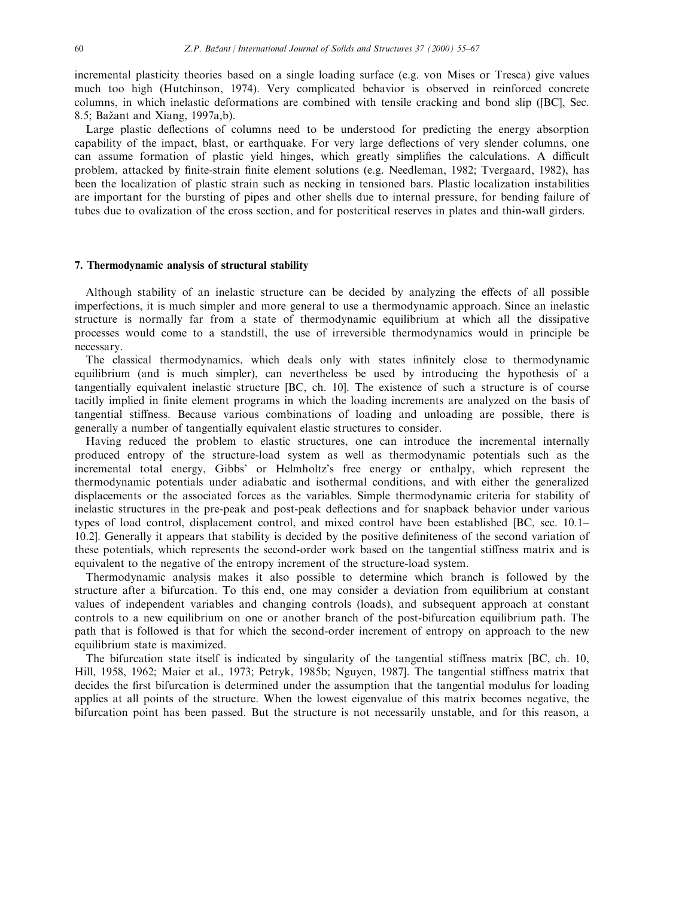incremental plasticity theories based on a single loading surface (e.g. von Mises or Tresca) give values much too high (Hutchinson, 1974). Very complicated behavior is observed in reinforced concrete columns, in which inelastic deformations are combined with tensile cracking and bond slip ([BC], Sec. 8.5; Bažant and Xiang, 1997a,b).

Large plastic deflections of columns need to be understood for predicting the energy absorption capability of the impact, blast, or earthquake. For very large deflections of very slender columns, one can assume formation of plastic yield hinges, which greatly simplifies the calculations. A difficult problem, attacked by finite-strain finite element solutions (e.g. Needleman, 1982; Tvergaard, 1982), has been the localization of plastic strain such as necking in tensioned bars. Plastic localization instabilities are important for the bursting of pipes and other shells due to internal pressure, for bending failure of tubes due to ovalization of the cross section, and for postcritical reserves in plates and thin-wall girders.

## 7. Thermodynamic analysis of structural stability

Although stability of an inelastic structure can be decided by analyzing the effects of all possible imperfections, it is much simpler and more general to use a thermodynamic approach. Since an inelastic structure is normally far from a state of thermodynamic equilibrium at which all the dissipative processes would come to a standstill, the use of irreversible thermodynamics would in principle be necessary.

The classical thermodynamics, which deals only with states infinitely close to thermodynamic equilibrium (and is much simpler), can nevertheless be used by introducing the hypothesis of a tangentially equivalent inelastic structure [BC, ch. 10]. The existence of such a structure is of course tacitly implied in finite element programs in which the loading increments are analyzed on the basis of tangential stiffness. Because various combinations of loading and unloading are possible, there is generally a number of tangentially equivalent elastic structures to consider.

Having reduced the problem to elastic structures, one can introduce the incremental internally produced entropy of the structure-load system as well as thermodynamic potentials such as the incremental total energy, Gibbs' or Helmholtz's free energy or enthalpy, which represent the thermodynamic potentials under adiabatic and isothermal conditions, and with either the generalized displacements or the associated forces as the variables. Simple thermodynamic criteria for stability of inelastic structures in the pre-peak and post-peak deflections and for snapback behavior under various types of load control, displacement control, and mixed control have been established [BC, sec. 10.1–10.2]. Generally it appears that stability is decided by the positive definiteness of the second variation of these potentials, which represents the second-order work based on the tangential stiffness matrix and is equivalent to the negative of the entropy increment of the structure-load system.

Thermodynamic analysis makes it also possible to determine which branch is followed by the structure after a bifurcation. To this end, one may consider a deviation from equilibrium at constant values of independent variables and changing controls (loads), and subsequent approach at constant controls to a new equilibrium on one or another branch of the post-bifurcation equilibrium path. The path that is followed is that for which the second-order increment of entropy on approach to the new equilibrium state is maximized.

The bifurcation state itself is indicated by singularity of the tangential stiffness matrix [BC, ch. 10, Hill, 1958, 1962; Maier et al., 1973; Petryk, 1985b; Nguyen, 1987]. The tangential stiffness matrix that decides the first bifurcation is determined under the assumption that the tangential modulus for loading applies at all points of the structure. When the lowest eigenvalue of this matrix becomes negative, the bifurcation point has been passed. But the structure is not necessarily unstable, and for this reason, a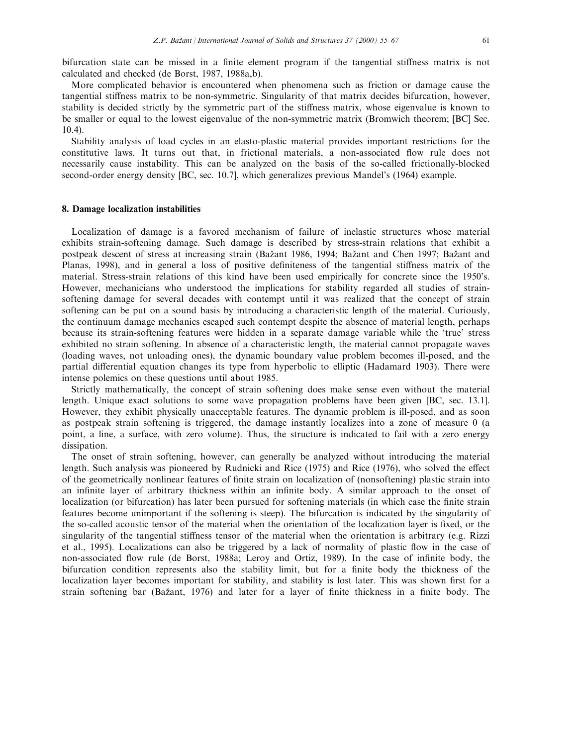bifurcation state can be missed in a finite element program if the tangential stiffness matrix is not calculated and checked (de Borst, 1987, 1988a,b).

More complicated behavior is encountered when phenomena such as friction or damage cause the tangential stiffness matrix to be non-symmetric. Singularity of that matrix decides bifurcation, however, stability is decided strictly by the symmetric part of the stiffness matrix, whose eigenvalue is known to be smaller or equal to the lowest eigenvalue of the non-symmetric matrix (Bromwich theorem; [BC] Sec. 10.4).

Stability analysis of load cycles in an elasto-plastic material provides important restrictions for the constitutive laws. It turns out that, in frictional materials, a non-associated flow rule does not necessarily cause instability. This can be analyzed on the basis of the so-called frictionally-blocked second-order energy density [BC, sec. 10.7], which generalizes previous Mandel's (1964) example.

## 8. Damage localization instabilities

Localization of damage is a favored mechanism of failure of inelastic structures whose material exhibits strain-softening damage. Such damage is described by stress-strain relations that exhibit a postpeak descent of stress at increasing strain (Bažant 1986, 1994; Bažant and Chen 1997; Bažant and Planas, 1998), and in general a loss of positive definiteness of the tangential stiffness matrix of the material. Stress-strain relations of this kind have been used empirically for concrete since the 1950's. However, mechanicians who understood the implications for stability regarded all studies of strain-softening damage for several decades with contempt until it was realized that the concept of strain softening can be put on a sound basis by introducing a characteristic length of the material. Curiously, the continuum damage mechanics escaped such contempt despite the absence of material length, perhaps because its strain-softening features were hidden in a separate damage variable while the 'true' stress exhibited no strain softening. In absence of a characteristic length, the material cannot propagate waves (loading waves, not unloading ones), the dynamic boundary value problem becomes ill-posed, and the partial differential equation changes its type from hyperbolic to elliptic (Hadamard 1903). There were intense polemics on these questions until about 1985.

Strictly mathematically, the concept of strain softening does make sense even without the material length. Unique exact solutions to some wave propagation problems have been given [BC, sec. 13.1]. However, they exhibit physically unacceptable features. The dynamic problem is ill-posed, and as soon as postpeak strain softening is triggered, the damage instantly localizes into a zone of measure 0 (a point, a line, a surface, with zero volume). Thus, the structure is indicated to fail with a zero energy dissipation.

The onset of strain softening, however, can generally be analyzed without introducing the material length. Such analysis was pioneered by Rudnicki and Rice (1975) and Rice (1976), who solved the effect of the geometrically nonlinear features of finite strain on localization of (nonsoftening) plastic strain into an infinite layer of arbitrary thickness within an infinite body. A similar approach to the onset of localization (or bifurcation) has later been pursued for softening materials (in which case the finite strain features become unimportant if the softening is steep). The bifurcation is indicated by the singularity of the so-called acoustic tensor of the material when the orientation of the localization layer is fixed, or the singularity of the tangential stiffness tensor of the material when the orientation is arbitrary (e.g. Rizzi et al., 1995). Localizations can also be triggered by a lack of normality of plastic flow in the case of non-associated flow rule (de Borst, 1988a; Leroy and Ortiz, 1989). In the case of infinite body, the bifurcation condition represents also the stability limit, but for a finite body the thickness of the localization layer becomes important for stability, and stability is lost later. This was shown first for a strain softening bar (Bažant, 1976) and later for a layer of finite thickness in a finite body. The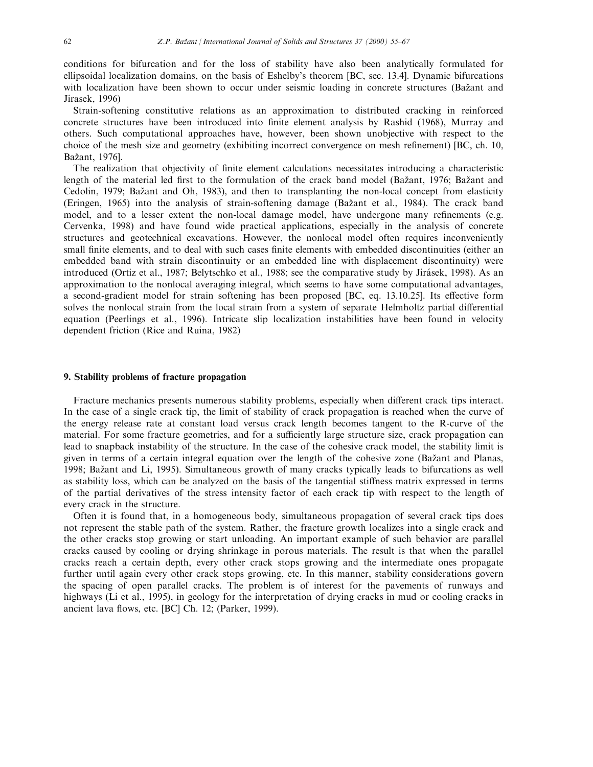conditions for bifurcation and for the loss of stability have also been analytically formulated for ellipsoidal localization domains, on the basis of Eshelby's theorem [BC, sec. 13.4]. Dynamic bifurcations with localization have been shown to occur under seismic loading in concrete structures (Bažant and Jirasek, 1996)

Strain-softening constitutive relations as an approximation to distributed cracking in reinforced concrete structures have been introduced into finite element analysis by Rashid (1968), Murray and others. Such computational approaches have, however, been shown unobjective with respect to the choice of the mesh size and geometry (exhibiting incorrect convergence on mesh refinement) [BC, ch. 10, Bažant, 1976].

The realization that objectivity of finite element calculations necessitates introducing a characteristic length of the material led first to the formulation of the crack band model (Bažant, 1976; Bažant and Cedolin, 1979; Bažant and Oh, 1983), and then to transplanting the non-local concept from elasticity (Eringen, 1965) into the analysis of strain-softening damage (Bažant et al., 1984). The crack band model, and to a lesser extent the non-local damage model, have undergone many refinements (e.g. Cervenka, 1998) and have found wide practical applications, especially in the analysis of concrete structures and geotechnical excavations. However, the nonlocal model often requires inconveniently small finite elements, and to deal with such cases finite elements with embedded discontinuities (either an embedded band with strain discontinuity or an embedded line with displacement discontinuity) were introduced (Ortiz et al., 1987; Belytschko et al., 1988; see the comparative study by Jirásek, 1998). As an approximation to the nonlocal averaging integral, which seems to have some computational advantages, a second-gradient model for strain softening has been proposed [BC, eq. 13.10.25]. Its effective form solves the nonlocal strain from the local strain from a system of separate Helmholtz partial differential equation (Peerlings et al., 1996). Intricate slip localization instabilities have been found in velocity dependent friction (Rice and Ruina, 1982)

## 9. Stability problems of fracture propagation

Fracture mechanics presents numerous stability problems, especially when different crack tips interact. In the case of a single crack tip, the limit of stability of crack propagation is reached when the curve of the energy release rate at constant load versus crack length becomes tangent to the R-curve of the material. For some fracture geometries, and for a sufficiently large structure size, crack propagation can lead to snapback instability of the structure. In the case of the cohesive crack model, the stability limit is given in terms of a certain integral equation over the length of the cohesive zone (Bažant and Planas, 1998; Bažant and Li, 1995). Simultaneous growth of many cracks typically leads to bifurcations as well as stability loss, which can be analyzed on the basis of the tangential stiffness matrix expressed in terms of the partial derivatives of the stress intensity factor of each crack tip with respect to the length of every crack in the structure.

Often it is found that, in a homogeneous body, simultaneous propagation of several crack tips does not represent the stable path of the system. Rather, the fracture growth localizes into a single crack and the other cracks stop growing or start unloading. An important example of such behavior are parallel cracks caused by cooling or drying shrinkage in porous materials. The result is that when the parallel cracks reach a certain depth, every other crack stops growing and the intermediate ones propagate further until again every other crack stops growing, etc. In this manner, stability considerations govern the spacing of open parallel cracks. The problem is of interest for the pavements of runways and highways (Li et al., 1995), in geology for the interpretation of drying cracks in mud or cooling cracks in ancient lava flows, etc. [BC] Ch. 12; (Parker, 1999).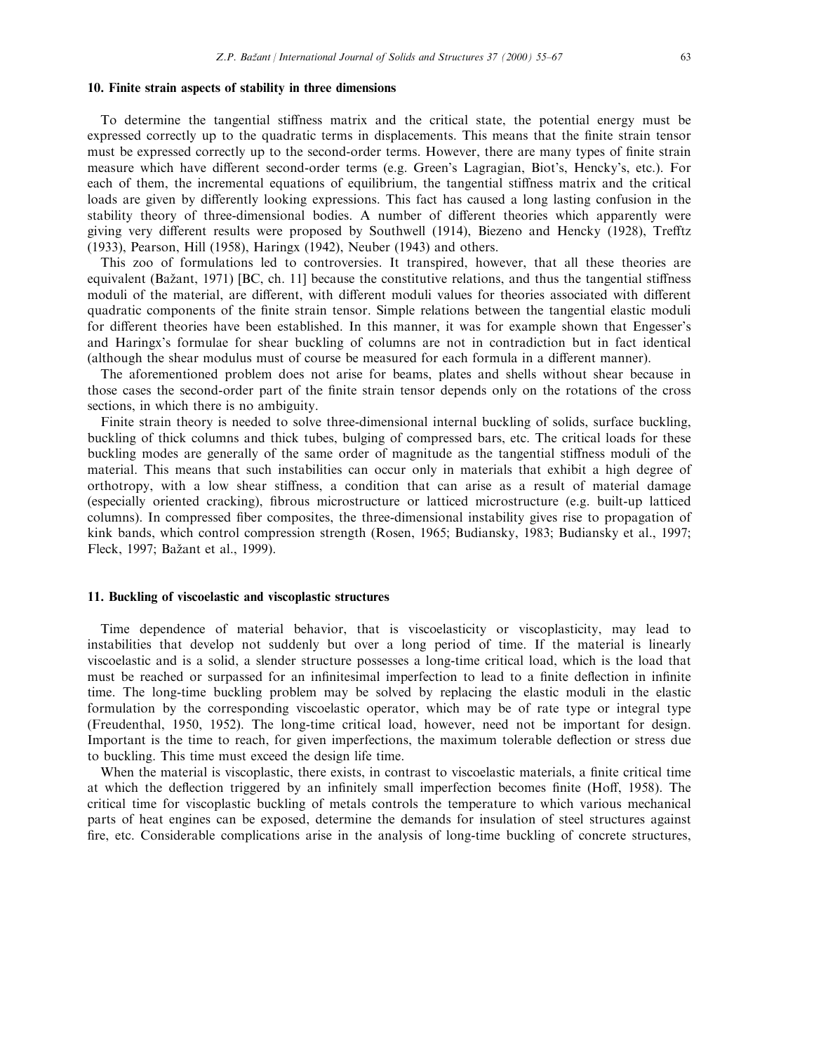## 10. Finite strain aspects of stability in three dimensions

To determine the tangential stiffness matrix and the critical state, the potential energy must be expressed correctly up to the quadratic terms in displacements. This means that the finite strain tensor must be expressed correctly up to the second-order terms. However, there are many types of finite strain measure which have different second-order terms (e.g. Green's Lagragian, Biot's, Hencky's, etc.). For each of them, the incremental equations of equilibrium, the tangential stiffness matrix and the critical loads are given by differently looking expressions. This fact has caused a long lasting confusion in the stability theory of three-dimensional bodies. A number of different theories which apparently were giving very different results were proposed by Southwell (1914), Biezeno and Hencky (1928), Trefftz (1933), Pearson, Hill (1958), Haringx (1942), Neuber (1943) and others.

This zoo of formulations led to controversies. It transpired, however, that all these theories are equivalent (Bažant, 1971) [BC, ch. 11] because the constitutive relations, and thus the tangential stiffness moduli of the material, are different, with different moduli values for theories associated with different quadratic components of the finite strain tensor. Simple relations between the tangential elastic moduli for different theories have been established. In this manner, it was for example shown that Engesser's and Haringx's formulae for shear buckling of columns are not in contradiction but in fact identical (although the shear modulus must of course be measured for each formula in a different manner).

The aforementioned problem does not arise for beams, plates and shells without shear because in those cases the second-order part of the finite strain tensor depends only on the rotations of the cross sections, in which there is no ambiguity.

Finite strain theory is needed to solve three-dimensional internal buckling of solids, surface buckling, buckling of thick columns and thick tubes, bulging of compressed bars, etc. The critical loads for these buckling modes are generally of the same order of magnitude as the tangential stiffness moduli of the material. This means that such instabilities can occur only in materials that exhibit a high degree of orthotropy, with a low shear stiffness, a condition that can arise as a result of material damage (especially oriented cracking), fibrous microstructure or latticed microstructure (e.g. built-up latticed columns). In compressed fiber composites, the three-dimensional instability gives rise to propagation of kink bands, which control compression strength (Rosen, 1965; Budiansky, 1983; Budiansky et al., 1997; Fleck, 1997; Bažant et al., 1999).

## 11. Buckling of viscoelastic and viscoplastic structures

Time dependence of material behavior, that is viscoelasticity or viscoplasticity, may lead to instabilities that develop not suddenly but over a long period of time. If the material is linearly viscoelastic and is a solid, a slender structure possesses a long-time critical load, which is the load that must be reached or surpassed for an infinitesimal imperfection to lead to a finite deflection in infinite time. The long-time buckling problem may be solved by replacing the elastic moduli in the elastic formulation by the corresponding viscoelastic operator, which may be of rate type or integral type (Freudenthal, 1950, 1952). The long-time critical load, however, need not be important for design. Important is the time to reach, for given imperfections, the maximum tolerable deflection or stress due to buckling. This time must exceed the design life time.

When the material is viscoplastic, there exists, in contrast to viscoelastic materials, a finite critical time at which the deflection triggered by an infinitely small imperfection becomes finite (Hoff, 1958). The critical time for viscoplastic buckling of metals controls the temperature to which various mechanical parts of heat engines can be exposed, determine the demands for insulation of steel structures against fire, etc. Considerable complications arise in the analysis of long-time buckling of concrete structures,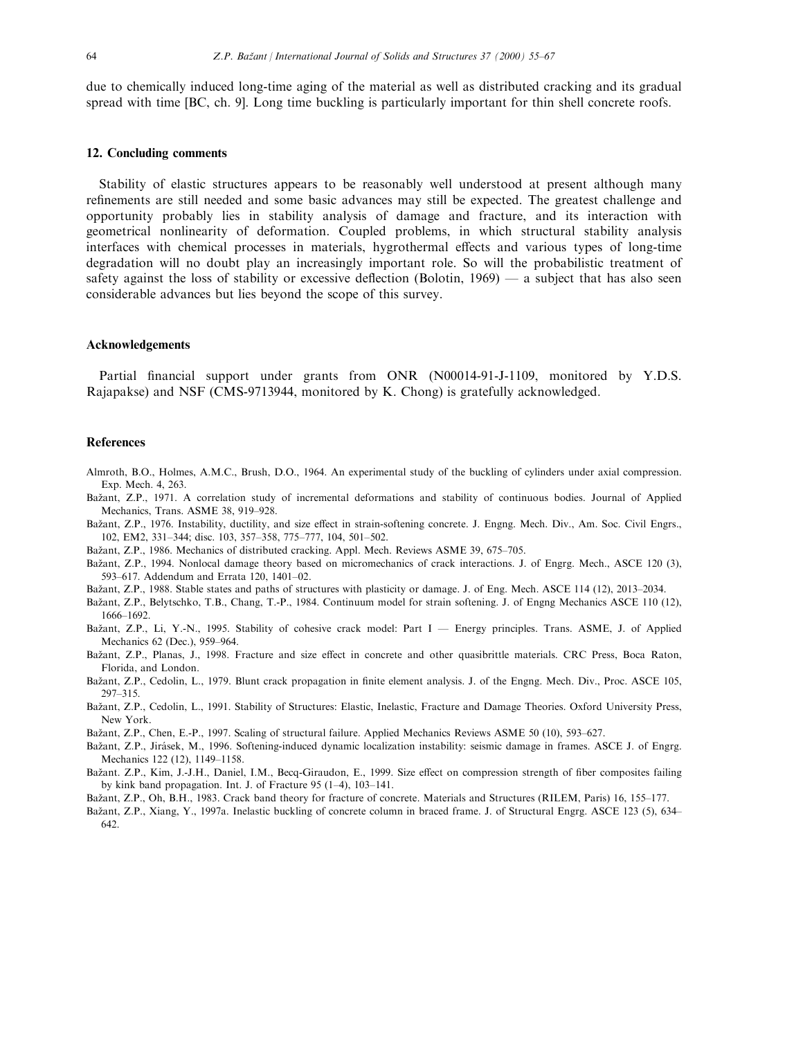due to chemically induced long-time aging of the material as well as distributed cracking and its gradual spread with time [BC, ch. 9]. Long time buckling is particularly important for thin shell concrete roofs.

## 12. Concluding comments

Stability of elastic structures appears to be reasonably well understood at present although many refinements are still needed and some basic advances may still be expected. The greatest challenge and opportunity probably lies in stability analysis of damage and fracture, and its interaction with geometrical nonlinearity of deformation. Coupled problems, in which structural stability analysis interfaces with chemical processes in materials, hygrothermal effects and various types of long-time degradation will no doubt play an increasingly important role. So will the probabilistic treatment of safety against the loss of stability or excessive deflection (Bolotin, 1969) — a subject that has also seen considerable advances but lies beyond the scope of this survey.

## Acknowledgements

Partial financial support under grants from ONR (N00014-91-J-1109, monitored by Y.D.S. Rajapakse) and NSF (CMS-9713944, monitored by K. Chong) is gratefully acknowledged.

## References

Almroth, B.O., Holmes, A.M.C., Brush, D.O., 1964. An experimental study of the buckling of cylinders under axial compression. Exp. Mech. 4, 263.

Bažant, Z.P., 1971. A correlation study of incremental deformations and stability of continuous bodies. Journal of Applied Mechanics, Trans. ASME 38, 919–928.

Bažant, Z.P., 1976. Instability, ductility, and size effect in strain-softening concrete. J. Engng. Mech. Div., Am. Soc. Civil Engrs., 102, EM2, 331–344; disc. 103, 357–358, 775–777, 104, 501–502.

Bažant, Z.P., 1986. Mechanics of distributed cracking. Appl. Mech. Reviews ASME 39, 675–705.

Bažant, Z.P., 1994. Nonlocal damage theory based on micromechanics of crack interactions. J. of Engrg. Mech., ASCE 120 (3), 593–617. Addendum and Errata 120, 1401–02.

Bažant, Z.P., 1988. Stable states and paths of structures with plasticity or damage. J. of Eng. Mech. ASCE 114 (12), 2013–2034.

Bažant, Z.P., Belytschko, T.B., Chang, T.-P., 1984. Continuum model for strain softening. J. of Engng Mechanics ASCE 110 (12), 1666–1692.

Bažant, Z.P., Li, Y.-N., 1995. Stability of cohesive crack model: Part I — Energy principles. Trans. ASME, J. of Applied Mechanics 62 (Dec.), 959–964.

Bažant, Z.P., Planas, J., 1998. Fracture and size effect in concrete and other quasibrittle materials. CRC Press, Boca Raton, Florida, and London.

Bažant, Z.P., Cedolin, L., 1979. Blunt crack propagation in finite element analysis. J. of the Engng. Mech. Div., Proc. ASCE 105, 297–315.

Bažant, Z.P., Cedolin, L., 1991. Stability of Structures: Elastic, Inelastic, Fracture and Damage Theories. Oxford University Press, New York.

Bažant, Z.P., Chen, E.-P., 1997. Scaling of structural failure. Applied Mechanics Reviews ASME 50 (10), 593–627.

Bažant, Z.P., Jirásek, M., 1996. Softening-induced dynamic localization instability: seismic damage in frames. ASCE J. of Engrg. Mechanics 122 (12), 1149–1158.

Bažant. Z.P., Kim, J.-J.H., Daniel, I.M., Becq-Giraudon, E., 1999. Size effect on compression strength of fiber composites failing by kink band propagation. Int. J. of Fracture 95 (1–4), 103–141.

Bažant, Z.P., Oh, B.H., 1983. Crack band theory for fracture of concrete. Materials and Structures (RILEM, Paris) 16, 155–177.

Bažant, Z.P., Xiang, Y., 1997a. Inelastic buckling of concrete column in braced frame. J. of Structural Engrg. ASCE 123 (5), 634–642.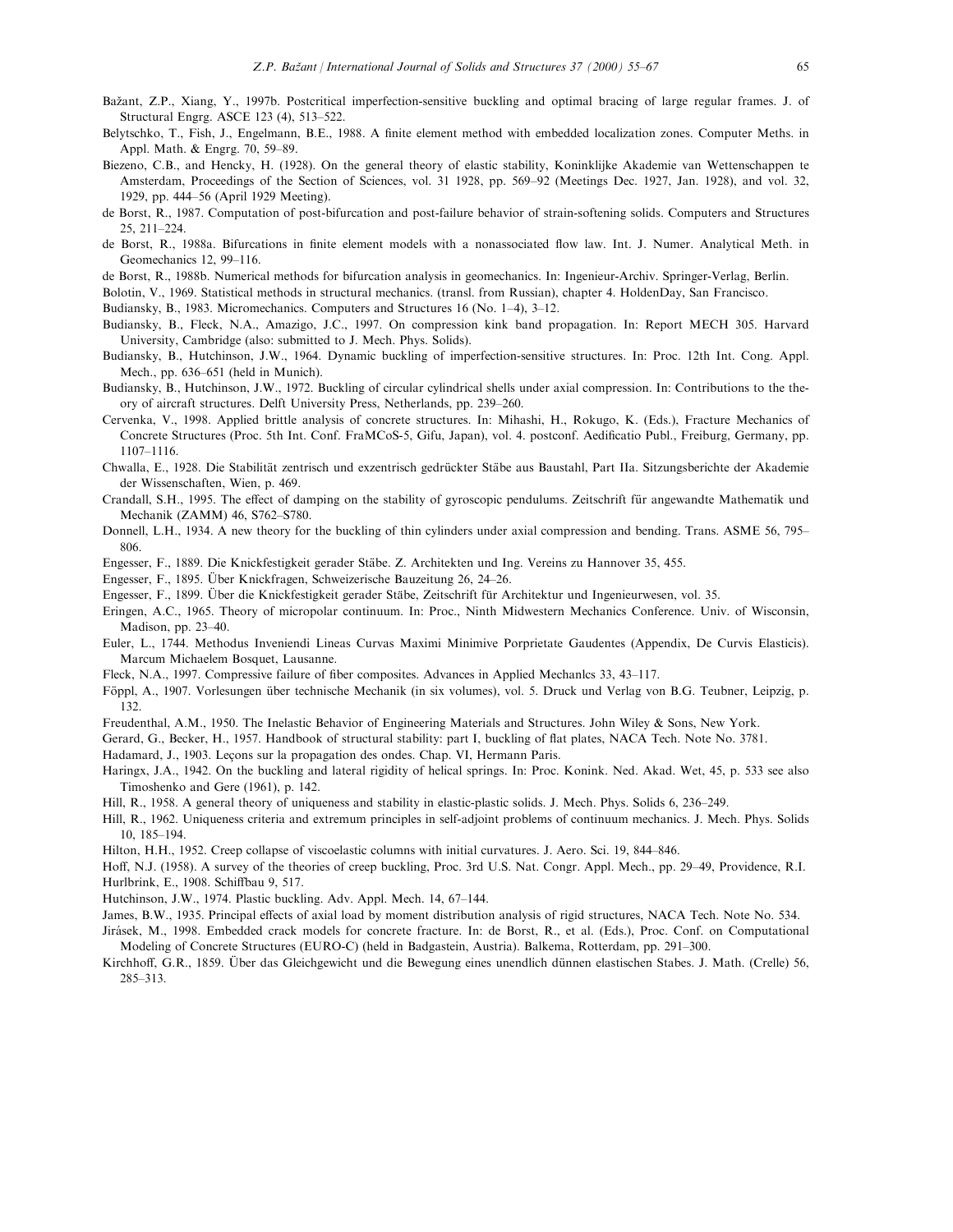Bažant, Z.P., Xiang, Y., 1997b. Postcritical imperfection-sensitive buckling and optimal bracing of large regular frames. J. of Structural Engrg. ASCE 123 (4), 513–522.

Belytschko, T., Fish, J., Engelmann, B.E., 1988. A finite element method with embedded localization zones. Computer Meths. in Appl. Math. & Engrg. 70, 59–89.

Biezeno, C.B., and Hencky, H. (1928). On the general theory of elastic stability, Koninklijke Akademie van Wettenschappen te Amsterdam, Proceedings of the Section of Sciences, vol. 31 1928, pp. 569–92 (Meetings Dec. 1927, Jan. 1928), and vol. 32, 1929, pp. 444–56 (April 1929 Meeting).

de Borst, R., 1987. Computation of post-bifurcation and post-failure behavior of strain-softening solids. Computers and Structures 25, 211–224.

de Borst, R., 1988a. Bifurcations in finite element models with a nonassociated flow law. Int. J. Numer. Analytical Meth. in Geomechanics 12, 99–116.

de Borst, R., 1988b. Numerical methods for bifurcation analysis in geomechanics. In: Ingenieur-Archiv. Springer-Verlag, Berlin.

Bolotin, V., 1969. Statistical methods in structural mechanics. (transl. from Russian), chapter 4. HoldenDay, San Francisco.

Budiansky, B., 1983. Micromechanics. Computers and Structures 16 (No. 1–4), 3–12.

Budiansky, B., Fleck, N.A., Amazigo, J.C., 1997. On compression kink band propagation. In: Report MECH 305. Harvard University, Cambridge (also: submitted to J. Mech. Phys. Solids).

Budiansky, B., Hutchinson, J.W., 1964. Dynamic buckling of imperfection-sensitive structures. In: Proc. 12th Int. Cong. Appl. Mech., pp. 636–651 (held in Munich).

Budiansky, B., Hutchinson, J.W., 1972. Buckling of circular cylindrical shells under axial compression. In: Contributions to the theory of aircraft structures. Delft University Press, Netherlands, pp. 239–260.

Cervenka, V., 1998. Applied brittle analysis of concrete structures. In: Mihashi, H., Rokugo, K. (Eds.), Fracture Mechanics of Concrete Structures (Proc. 5th Int. Conf. FraMCoS-5, Gifu, Japan), vol. 4. postconf. Aedificatio Publ., Freiburg, Germany, pp. 1107–1116.

Chwalla, E., 1928. Die Stabilität zentrisch und exzentrisch gedrückter Stäbe aus Baustahl, Part IIa. Sitzungsberichte der Akademie der Wissenschaften, Wien, p. 469.

Crandall, S.H., 1995. The effect of damping on the stability of gyroscopic pendulums. Zeitschrift für angewandte Mathematik und Mechanik (ZAMM) 46, S762–S780.

Donnell, L.H., 1934. A new theory for the buckling of thin cylinders under axial compression and bending. Trans. ASME 56, 795–806.

Engesser, F., 1889. Die Knickfestigkeit gerader Stäbe. Z. Architekten und Ing. Vereins zu Hannover 35, 455.

Engesser, F., 1895. Über Knickfragen, Schweizerische Bauzeitung 26, 24–26.

Engesser, F., 1899. Über die Knickfestigkeit gerader Stäbe, Zeitschrift für Architektur und Ingenieurwesen, vol. 35.

Eringen, A.C., 1965. Theory of micropolar continuum. In: Proc., Ninth Midwestern Mechanics Conference. Univ. of Wisconsin, Madison, pp. 23–40.

Euler, L., 1744. Methodus Inveniendi Lineas Curvas Maximi Minimive Porprietate Gaudentes (Appendix, De Curvis Elasticis). Marcum Michaelem Bosquet, Lausanne.

Fleck, N.A., 1997. Compressive failure of fiber composites. Advances in Applied Mechanlcs 33, 43–117.

Föppl, A., 1907. Vorlesungen über technische Mechanik (in six volumes), vol. 5. Druck und Verlag von B.G. Teubner, Leipzig, p. 132.

Freudenthal, A.M., 1950. The Inelastic Behavior of Engineering Materials and Structures. John Wiley & Sons, New York.

Gerard, G., Becker, H., 1957. Handbook of structural stability: part I, buckling of flat plates, NACA Tech. Note No. 3781.

Hadamard, J., 1903. Leçons sur la propagation des ondes. Chap. VI, Hermann Paris.

Haringx, J.A., 1942. On the buckling and lateral rigidity of helical springs. In: Proc. Konink. Ned. Akad. Wet, 45, p. 533 see also Timoshenko and Gere (1961), p. 142.

Hill, R., 1958. A general theory of uniqueness and stability in elastic-plastic solids. J. Mech. Phys. Solids 6, 236–249.

Hill, R., 1962. Uniqueness criteria and extremum principles in self-adjoint problems of continuum mechanics. J. Mech. Phys. Solids 10, 185–194.

Hilton, H.H., 1952. Creep collapse of viscoelastic columns with initial curvatures. J. Aero. Sci. 19, 844–846.

Hoff, N.J. (1958). A survey of the theories of creep buckling, Proc. 3rd U.S. Nat. Congr. Appl. Mech., pp. 29–49, Providence, R.I.

Hurlbrink, E., 1908. Schiffbau 9, 517.

Hutchinson, J.W., 1974. Plastic buckling. Adv. Appl. Mech. 14, 67–144.

James, B.W., 1935. Principal effects of axial load by moment distribution analysis of rigid structures, NACA Tech. Note No. 534.

Jirásek, M., 1998. Embedded crack models for concrete fracture. In: de Borst, R., et al. (Eds.), Proc. Conf. on Computational Modeling of Concrete Structures (EURO-C) (held in Badgastein, Austria). Balkema, Rotterdam, pp. 291–300.

Kirchhoff, G.R., 1859. Über das Gleichgewicht und die Bewegung eines unendlich dünnen elastischen Stabes. J. Math. (Crelle) 56, 285–313.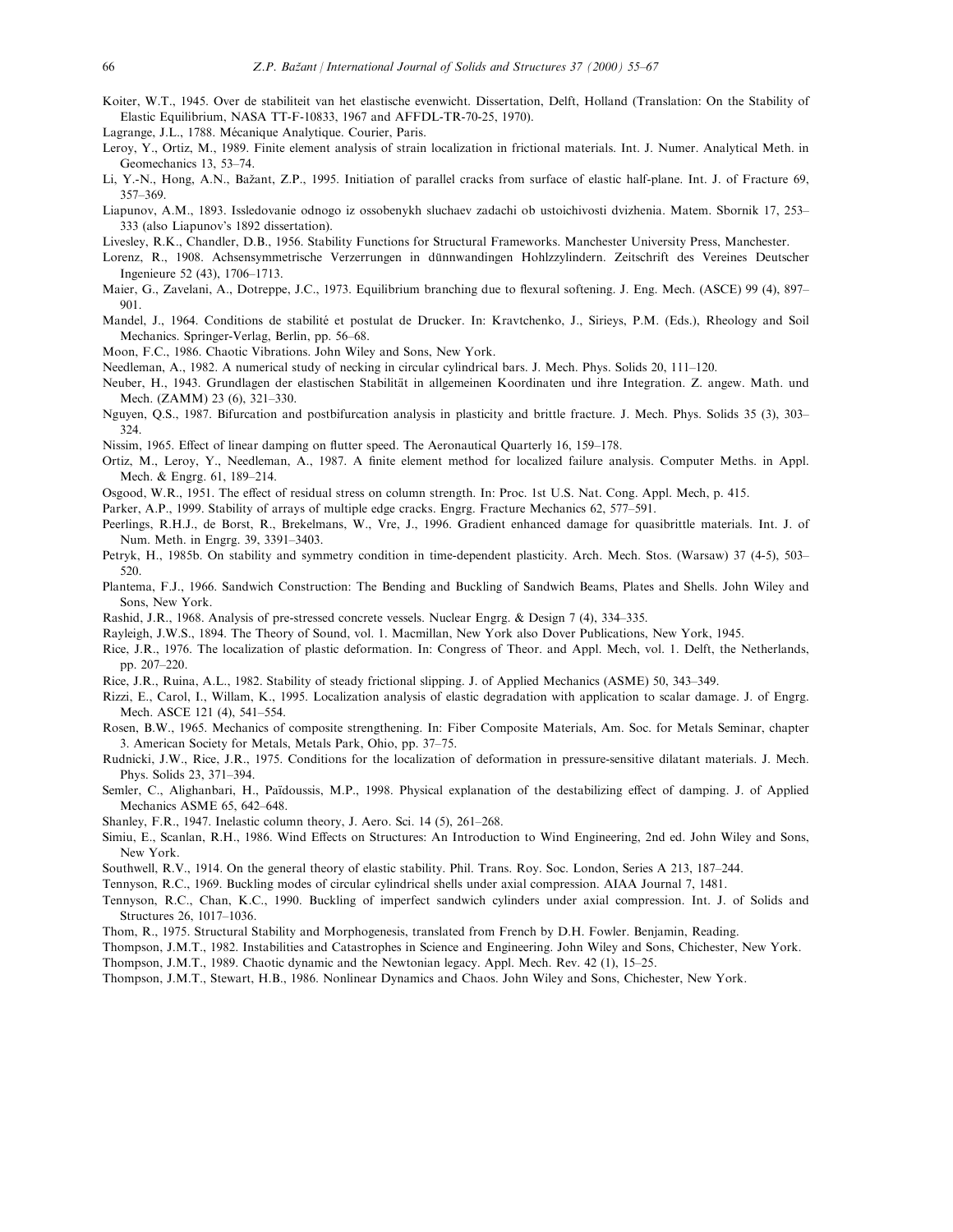Koiter, W.T., 1945. Over de stabiliteit van het elastische evenwicht. Dissertation, Delft, Holland (Translation: On the Stability of Elastic Equilibrium, NASA TT-F-10833, 1967 and AFFDL-TR-70-25, 1970).

Lagrange, J.L., 1788. Mécanique Analytique. Courier, Paris.

Leroy, Y., Ortiz, M., 1989. Finite element analysis of strain localization in frictional materials. Int. J. Numer. Analytical Meth. in Geomechanics 13, 53–74.

Li, Y.-N., Hong, A.N., Bažant, Z.P., 1995. Initiation of parallel cracks from surface of elastic half-plane. Int. J. of Fracture 69, 357–369.

Liapunov, A.M., 1893. Issledovanie odnogo iz ossobenykh sluchaev zadachi ob ustoichivosti dvizhenia. Matem. Sbornik 17, 253–333 (also Liapunov's 1892 dissertation).

Livesley, R.K., Chandler, D.B., 1956. Stability Functions for Structural Frameworks. Manchester University Press, Manchester.

Lorenz, R., 1908. Achsensymmetrische Verzerrungen in dünnwandingen Hohlzzylindern. Zeitschrift des Vereines Deutscher Ingenieure 52 (43), 1706–1713.

Maier, G., Zavelani, A., Dotreppe, J.C., 1973. Equilibrium branching due to flexural softening. J. Eng. Mech. (ASCE) 99 (4), 897–901.

Mandel, J., 1964. Conditions de stabilité et postulat de Drucker. In: Kravtchenko, J., Sirieys, P.M. (Eds.), Rheology and Soil Mechanics. Springer-Verlag, Berlin, pp. 56–68.

Moon, F.C., 1986. Chaotic Vibrations. John Wiley and Sons, New York.

Needleman, A., 1982. A numerical study of necking in circular cylindrical bars. J. Mech. Phys. Solids 20, 111–120.

Neuber, H., 1943. Grundlagen der elastischen Stabilität in allgemeinen Koordinaten und ihre Integration. Z. angew. Math. und Mech. (ZAMM) 23 (6), 321–330.

Nguyen, Q.S., 1987. Bifurcation and postbifurcation analysis in plasticity and brittle fracture. J. Mech. Phys. Solids 35 (3), 303–324.

Nissim, 1965. Effect of linear damping on flutter speed. The Aeronautical Quarterly 16, 159–178.

Ortiz, M., Leroy, Y., Needleman, A., 1987. A finite element method for localized failure analysis. Computer Meths. in Appl. Mech. & Engrg. 61, 189–214.

Osgood, W.R., 1951. The effect of residual stress on column strength. In: Proc. 1st U.S. Nat. Cong. Appl. Mech, p. 415.

Parker, A.P., 1999. Stability of arrays of multiple edge cracks. Engrg. Fracture Mechanics 62, 577–591.

Peerlings, R.H.J., de Borst, R., Brekelmans, W., Vre, J., 1996. Gradient enhanced damage for quasibrittle materials. Int. J. of Num. Meth. in Engrg. 39, 3391–3403.

Petryk, H., 1985b. On stability and symmetry condition in time-dependent plasticity. Arch. Mech. Stos. (Warsaw) 37 (4-5), 503–520.

Plantema, F.J., 1966. Sandwich Construction: The Bending and Buckling of Sandwich Beams, Plates and Shells. John Wiley and Sons, New York.

Rashid, J.R., 1968. Analysis of pre-stressed concrete vessels. Nuclear Engrg. & Design 7 (4), 334–335.

Rayleigh, J.W.S., 1894. The Theory of Sound, vol. 1. Macmillan, New York also Dover Publications, New York, 1945.

Rice, J.R., 1976. The localization of plastic deformation. In: Congress of Theor. and Appl. Mech, vol. 1. Delft, the Netherlands, pp. 207–220.

Rice, J.R., Ruina, A.L., 1982. Stability of steady frictional slipping. J. of Applied Mechanics (ASME) 50, 343–349.

Rizzi, E., Carol, I., Willam, K., 1995. Localization analysis of elastic degradation with application to scalar damage. J. of Engrg. Mech. ASCE 121 (4), 541–554.

Rosen, B.W., 1965. Mechanics of composite strengthening. In: Fiber Composite Materials, Am. Soc. for Metals Seminar, chapter 3. American Society for Metals, Metals Park, Ohio, pp. 37–75.

Rudnicki, J.W., Rice, J.R., 1975. Conditions for the localization of deformation in pressure-sensitive dilatant materials. J. Mech. Phys. Solids 23, 371–394.

Semler, C., Alighanbari, H., Païdoussis, M.P., 1998. Physical explanation of the destabilizing effect of damping. J. of Applied Mechanics ASME 65, 642–648.

Shanley, F.R., 1947. Inelastic column theory, J. Aero. Sci. 14 (5), 261–268.

Simiu, E., Scanlan, R.H., 1986. Wind Effects on Structures: An Introduction to Wind Engineering, 2nd ed. John Wiley and Sons, New York.

Southwell, R.V., 1914. On the general theory of elastic stability. Phil. Trans. Roy. Soc. London, Series A 213, 187–244.

Tennyson, R.C., 1969. Buckling modes of circular cylindrical shells under axial compression. AIAA Journal 7, 1481.

Tennyson, R.C., Chan, K.C., 1990. Buckling of imperfect sandwich cylinders under axial compression. Int. J. of Solids and Structures 26, 1017–1036.

Thom, R., 1975. Structural Stability and Morphogenesis, translated from French by D.H. Fowler. Benjamin, Reading.

Thompson, J.M.T., 1982. Instabilities and Catastrophes in Science and Engineering. John Wiley and Sons, Chichester, New York.

Thompson, J.M.T., 1989. Chaotic dynamic and the Newtonian legacy. Appl. Mech. Rev. 42 (1), 15–25.

Thompson, J.M.T., Stewart, H.B., 1986. Nonlinear Dynamics and Chaos. John Wiley and Sons, Chichester, New York.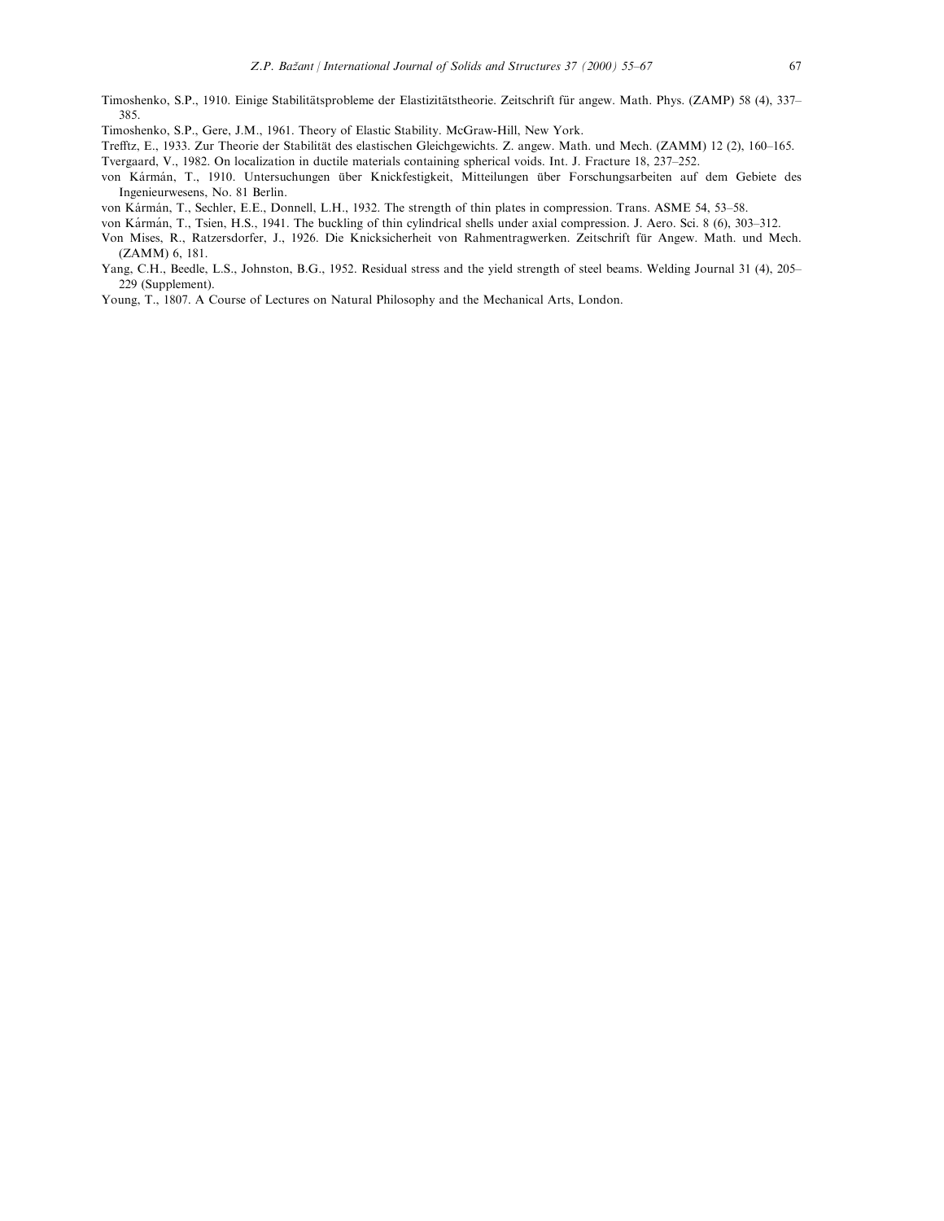Timoshenko, S.P., 1910. Einige Stabilitätsprobleme der Elastizitätstheorie. Zeitschrift für angew. Math. Phys. (ZAMP) 58 (4), 337–385.

Timoshenko, S.P., Gere, J.M., 1961. Theory of Elastic Stability. McGraw-Hill, New York.

Trefftz, E., 1933. Zur Theorie der Stabilität des elastischen Gleichgewichts. Z. angew. Math. und Mech. (ZAMM) 12 (2), 160–165.

Tvergaard, V., 1982. On localization in ductile materials containing spherical voids. Int. J. Fracture 18, 237–252.

von Kármán, T., 1910. Untersuchungen über Knickfestigkeit, Mitteilungen über Forschungsarbeiten auf dem Gebiete des Ingenieurwesens, No. 81 Berlin.

von Kármán, T., Sechler, E.E., Donnell, L.H., 1932. The strength of thin plates in compression. Trans. ASME 54, 53–58.

von Kármán, T., Tsien, H.S., 1941. The buckling of thin cylindrical shells under axial compression. J. Aero. Sci. 8 (6), 303–312.

Von Mises, R., Ratzersdorfer, J., 1926. Die Knicksicherheit von Rahmentragwerken. Zeitschrift für Angew. Math. und Mech. (ZAMM) 6, 181.

Yang, C.H., Beedle, L.S., Johnston, B.G., 1952. Residual stress and the yield strength of steel beams. Welding Journal 31 (4), 205–229 (Supplement).

Young, T., 1807. A Course of Lectures on Natural Philosophy and the Mechanical Arts, London.